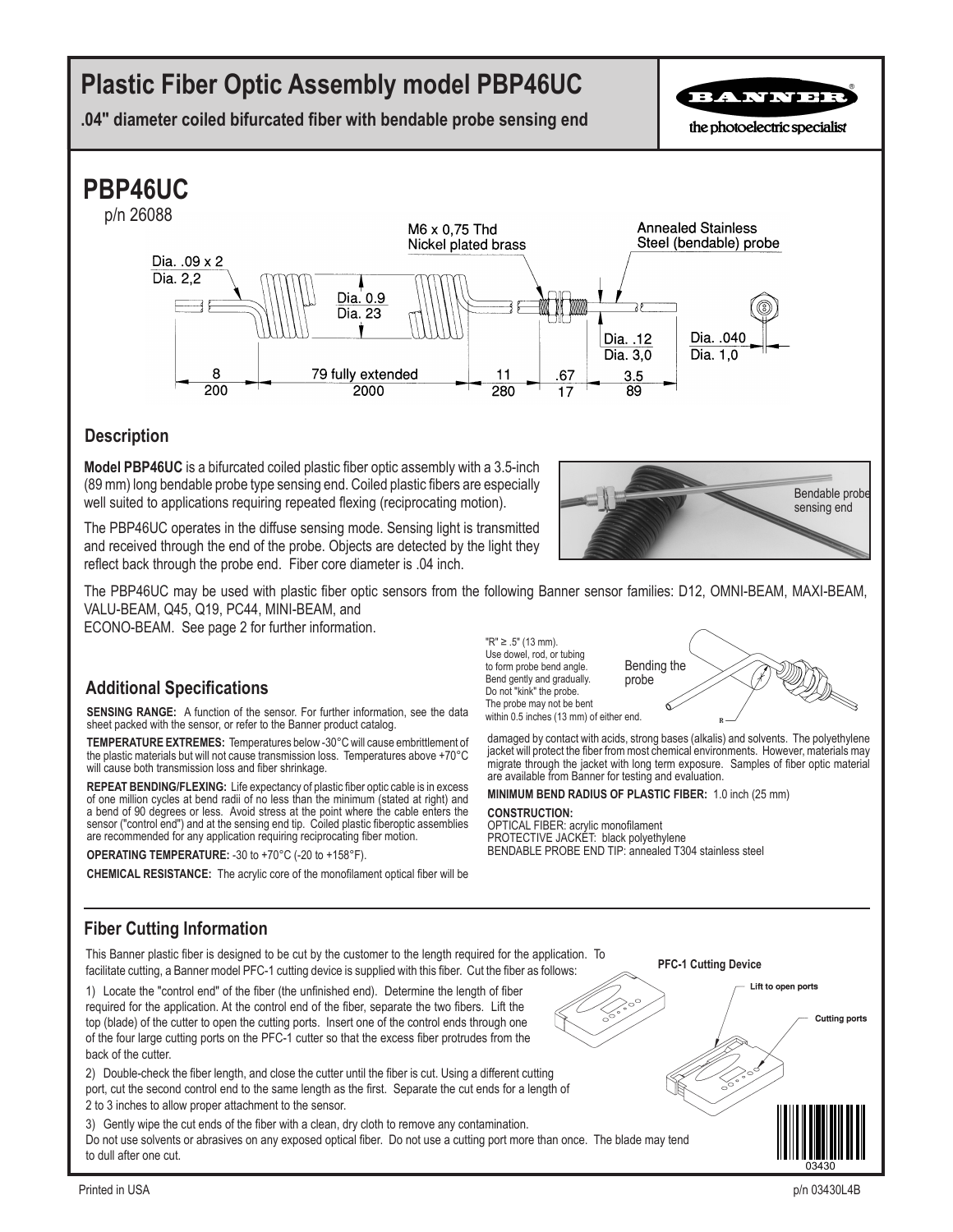# Plastic Fiber Optic Assembly model PBP46UC

**.04" diameter coiled bifurcated fiber with bendable probe sensing end**

## PBP46UC

p/n 26088

M6 x 0,75 Thd Nickel plated brass

Annealed Stainless Steel (bendable) probe

Dia. .09 x 2 / Dia. 2,2

Dia. 0.9 / Dia. 23

Dia. .12 / Dia. 3,0

Dia. .040 / Dia. 1,0

8 / 200 — 79 fully extended / 2000 — 11 / 280 — .67 / 17 — 3.5 / 89

### Description

**Model PBP46UC** is a bifurcated coiled plastic fiber optic assembly with a 3.5-inch (89 mm) long bendable probe type sensing end. Coiled plastic fibers are especially well suited to applications requiring repeated flexing (reciprocating motion).

The PBP46UC operates in the diffuse sensing mode. Sensing light is transmitted and received through the end of the probe. Objects are detected by the light they reflect back through the probe end. Fiber core diameter is .04 inch.

Bendable probe sensing end

The PBP46UC may be used with plastic fiber optic sensors from the following Banner sensor families: D12, OMNI-BEAM, MAXI-BEAM, VALU-BEAM, Q45, Q19, PC44, MINI-BEAM, and ECONO-BEAM. See page 2 for further information.

### Additional Specifications

**SENSING RANGE:** A function of the sensor. For further information, see the data sheet packed with the sensor, or refer to the Banner product catalog.

**TEMPERATURE EXTREMES:** Temperatures below -30°C will cause embrittlement of the plastic materials but will not cause transmission loss. Temperatures above +70°C will cause both transmission loss and fiber shrinkage.

**REPEAT BENDING/FLEXING:** Life expectancy of plastic fiber optic cable is in excess of one million cycles at bend radii of no less than the minimum (stated at right) and a bend of 90 degrees or less. Avoid stress at the point where the cable enters the sensor ("control end") and at the sensing end tip. Coiled plastic fiberoptic assemblies are recommended for any application requiring reciprocating fiber motion.

**OPERATING TEMPERATURE:** -30 to +70°C (-20 to +158°F).

**CHEMICAL RESISTANCE:** The acrylic core of the monofilament optical fiber will be damaged by contact with acids, strong bases (alkalis) and solvents. The polyethylene jacket will protect the fiber from most chemical environments. However, materials may migrate through the jacket with long term exposure. Samples of fiber optic material are available from Banner for testing and evaluation.

Bending the probe

"R" ≥ .5" (13 mm). Use dowel, rod, or tubing to form probe bend angle. Bend gently and gradually. Do not "kink" the probe. The probe may not be bent within 0.5 inches (13 mm) of either end.

**MINIMUM BEND RADIUS OF PLASTIC FIBER:** 1.0 inch (25 mm)

**CONSTRUCTION:**
OPTICAL FIBER: acrylic monofilament
PROTECTIVE JACKET: black polyethylene
BENDABLE PROBE END TIP: annealed T304 stainless steel

## Fiber Cutting Information

This Banner plastic fiber is designed to be cut by the customer to the length required for the application. To facilitate cutting, a Banner model PFC-1 cutting device is supplied with this fiber. Cut the fiber as follows:

1) Locate the "control end" of the fiber (the unfinished end). Determine the length of fiber required for the application. At the control end of the fiber, separate the two fibers. Lift the top (blade) of the cutter to open the cutting ports. Insert one of the control ends through one of the four large cutting ports on the PFC-1 cutter so that the excess fiber protrudes from the back of the cutter.

2) Double-check the fiber length, and close the cutter until the fiber is cut. Using a different cutting port, cut the second control end to the same length as the first. Separate the cut ends for a length of 2 to 3 inches to allow proper attachment to the sensor.

3) Gently wipe the cut ends of the fiber with a clean, dry cloth to remove any contamination.
Do not use solvents or abrasives on any exposed optical fiber. Do not use a cutting port more than once. The blade may tend to dull after one cut.

PFC-1 Cutting Device

Lift to open ports

Cutting ports

Printed in USA

p/n 03430L4B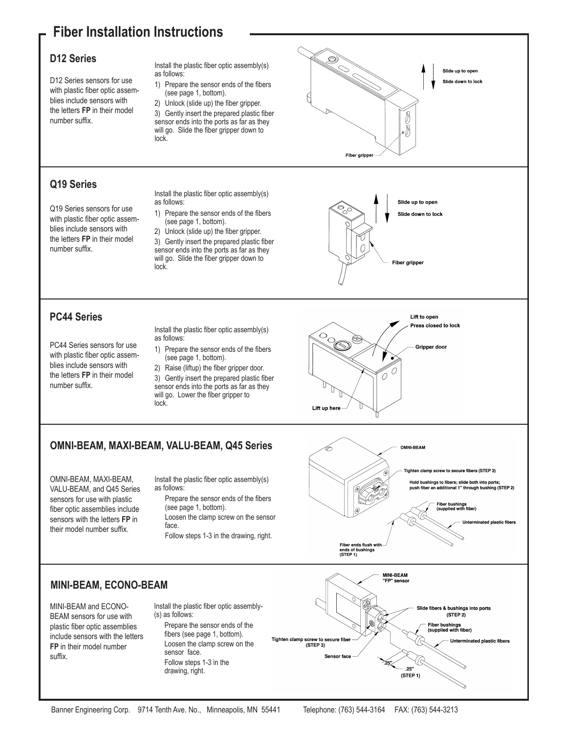# Fiber Installation Instructions

## D12 Series

D12 Series sensors for use with plastic fiber optic assemblies include sensors with the letters **FP** in their model number suffix.

Install the plastic fiber optic assembly(s) as follows:

1) Prepare the sensor ends of the fibers (see page 1, bottom).
2) Unlock (slide up) the fiber gripper.
3) Gently insert the prepared plastic fiber sensor ends into the ports as far as they will go. Slide the fiber gripper down to lock.

Slide up to open
Slide down to lock
Fiber gripper

## Q19 Series

Q19 Series sensors for use with plastic fiber optic assemblies include sensors with the letters **FP** in their model number suffix.

Install the plastic fiber optic assembly(s) as follows:

1) Prepare the sensor ends of the fibers (see page 1, bottom).
2) Unlock (slide up) the fiber gripper.
3) Gently insert the prepared plastic fiber sensor ends into the ports as far as they will go. Slide the fiber gripper down to lock.

Slide up to open
Slide down to lock
Fiber gripper

## PC44 Series

PC44 Series sensors for use with plastic fiber optic assemblies include sensors with the letters **FP** in their model number suffix.

Install the plastic fiber optic assembly(s) as follows:

1) Prepare the sensor ends of the fibers (see page 1, bottom).
2) Raise (liftup) the fiber gripper door.
3) Gently insert the prepared plastic fiber sensor ends into the ports as far as they will go. Lower the fiber gripper to lock.

Lift to open
Press closed to lock
Gripper door
Lift up here

## OMNI-BEAM, MAXI-BEAM, VALU-BEAM, Q45 Series

OMNI-BEAM, MAXI-BEAM, VALU-BEAM, and Q45 Series sensors for use with plastic fiber optic assemblies include sensors with the letters **FP** in their model number suffix.

Install the plastic fiber optic assembly(s) as follows:

Prepare the sensor ends of the fibers (see page 1, bottom).

Loosen the clamp screw on the sensor face.

Follow steps 1-3 in the drawing, right.

OMNI-BEAM
Tighten clamp screw to secure fibers (STEP 3)
Hold bushings to fibers; slide both into ports; push fiber an additional 1" through bushing (STEP 2)
Fiber bushings (supplied with fiber)
Unterminated plastic fibers
Fiber ends flush with ends of bushings (STEP 1)

## MINI-BEAM, ECONO-BEAM

MINI-BEAM and ECONO-BEAM sensors for use with plastic fiber optic assemblies include sensors with the letters **FP** in their model number suffix.

Install the plastic fiber optic assembly(s) as follows:

Prepare the sensor ends of the fibers (see page 1, bottom).

Loosen the clamp screw on the sensor face.

Follow steps 1-3 in the drawing, right.

MINI-BEAM "FP" sensor
Slide fibers & bushings into ports (STEP 2)
Fiber bushings (supplied with fiber)
Unterminated plastic fibers
Tighten clamp screw to secure fiber (STEP 3)
Sensor face
.25"
.25"
(STEP 1)

Banner Engineering Corp. 9714 Tenth Ave. No., Minneapolis, MN 55441 Telephone: (763) 544-3164 FAX: (763) 544-3213